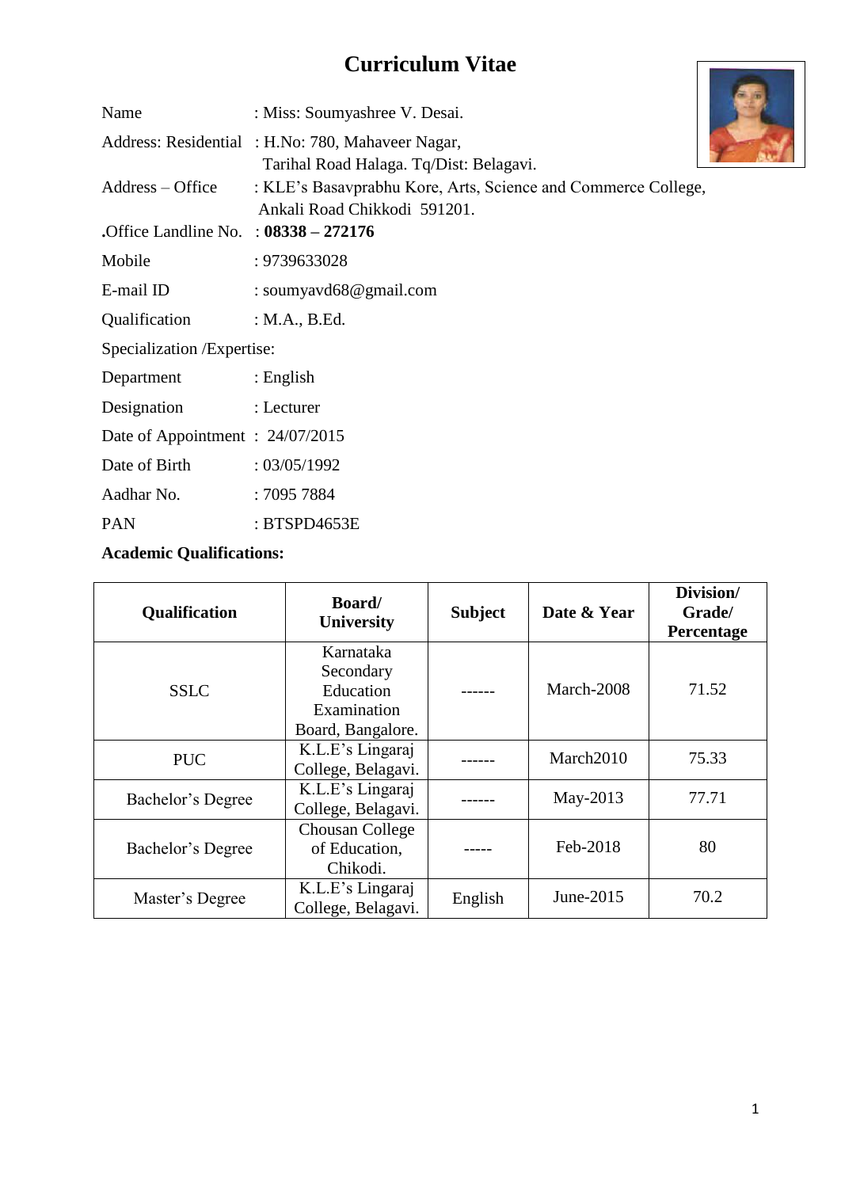# Curriculum Vitae

Name : Miss: Soumyashree V. Desai.

Address: Residential : H.No: 780, Mahaveer Nagar, Tarihal Road Halaga. Tq/Dist: Belagavi.

Address – Office : KLE's Basavprabhu Kore, Arts, Science and Commerce College, Ankali Road Chikkodi 591201.

.Office Landline No. : **08338 – 272176**

Mobile : 9739633028

E-mail ID : soumyavd68@gmail.com

Qualification : M.A., B.Ed.

Specialization /Expertise:

Department : English

Designation : Lecturer

Date of Appointment : 24/07/2015

Date of Birth : 03/05/1992

Aadhar No. : 7095 7884

PAN : BTSPD4653E

**Academic Qualifications:**

| Qualification | Board/ University | Subject | Date & Year | Division/ Grade/ Percentage |
|---|---|---|---|---|
| SSLC | Karnataka Secondary Education Examination Board, Bangalore. | ------ | March-2008 | 71.52 |
| PUC | K.L.E's Lingaraj College, Belagavi. | ------ | March2010 | 75.33 |
| Bachelor's Degree | K.L.E's Lingaraj College, Belagavi. | ------ | May-2013 | 77.71 |
| Bachelor's Degree | Chousan College of Education, Chikodi. | ----- | Feb-2018 | 80 |
| Master's Degree | K.L.E's Lingaraj College, Belagavi. | English | June-2015 | 70.2 |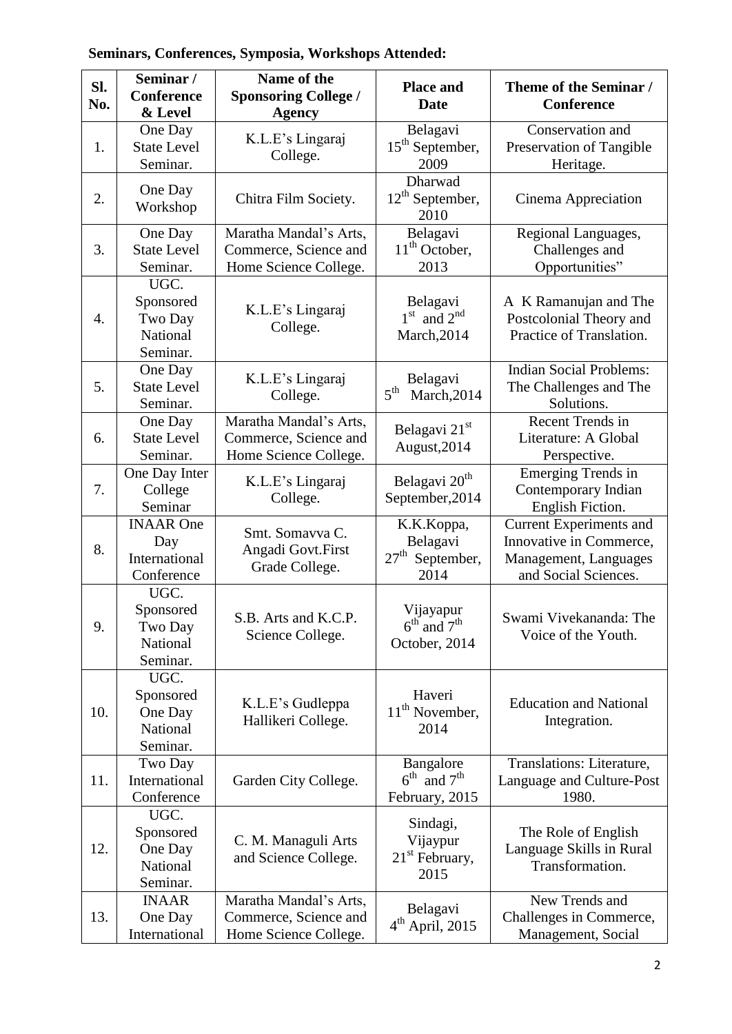**Seminars, Conferences, Symposia, Workshops Attended:**

| Sl. No. | Seminar / Conference & Level | Name of the Sponsoring College / Agency | Place and Date | Theme of the Seminar / Conference |
|---|---|---|---|---|
| 1. | One Day State Level Seminar. | K.L.E's Lingaraj College. | Belagavi 15th September, 2009 | Conservation and Preservation of Tangible Heritage. |
| 2. | One Day Workshop | Chitra Film Society. | Dharwad 12th September, 2010 | Cinema Appreciation |
| 3. | One Day State Level Seminar. | Maratha Mandal's Arts, Commerce, Science and Home Science College. | Belagavi 11th October, 2013 | Regional Languages, Challenges and Opportunities" |
| 4. | UGC. Sponsored Two Day National Seminar. | K.L.E's Lingaraj College. | Belagavi 1st and 2nd March,2014 | A K Ramanujan and The Postcolonial Theory and Practice of Translation. |
| 5. | One Day State Level Seminar. | K.L.E's Lingaraj College. | Belagavi 5th March,2014 | Indian Social Problems: The Challenges and The Solutions. |
| 6. | One Day State Level Seminar. | Maratha Mandal's Arts, Commerce, Science and Home Science College. | Belagavi 21st August,2014 | Recent Trends in Literature: A Global Perspective. |
| 7. | One Day Inter College Seminar | K.L.E's Lingaraj College. | Belagavi 20th September,2014 | Emerging Trends in Contemporary Indian English Fiction. |
| 8. | INAAR One Day International Conference | Smt. Somavva C. Angadi Govt.First Grade College. | K.K.Koppa, Belagavi 27th September, 2014 | Current Experiments and Innovative in Commerce, Management, Languages and Social Sciences. |
| 9. | UGC. Sponsored Two Day National Seminar. | S.B. Arts and K.C.P. Science College. | Vijayapur 6th and 7th October, 2014 | Swami Vivekananda: The Voice of the Youth. |
| 10. | UGC. Sponsored One Day National Seminar. | K.L.E's Gudleppa Hallikeri College. | Haveri 11th November, 2014 | Education and National Integration. |
| 11. | Two Day International Conference | Garden City College. | Bangalore 6th and 7th February, 2015 | Translations: Literature, Language and Culture-Post 1980. |
| 12. | UGC. Sponsored One Day National Seminar. | C. M. Managuli Arts and Science College. | Sindagi, Vijaypur 21st February, 2015 | The Role of English Language Skills in Rural Transformation. |
| 13. | INAAR One Day International | Maratha Mandal's Arts, Commerce, Science and Home Science College. | Belagavi 4th April, 2015 | New Trends and Challenges in Commerce, Management, Social |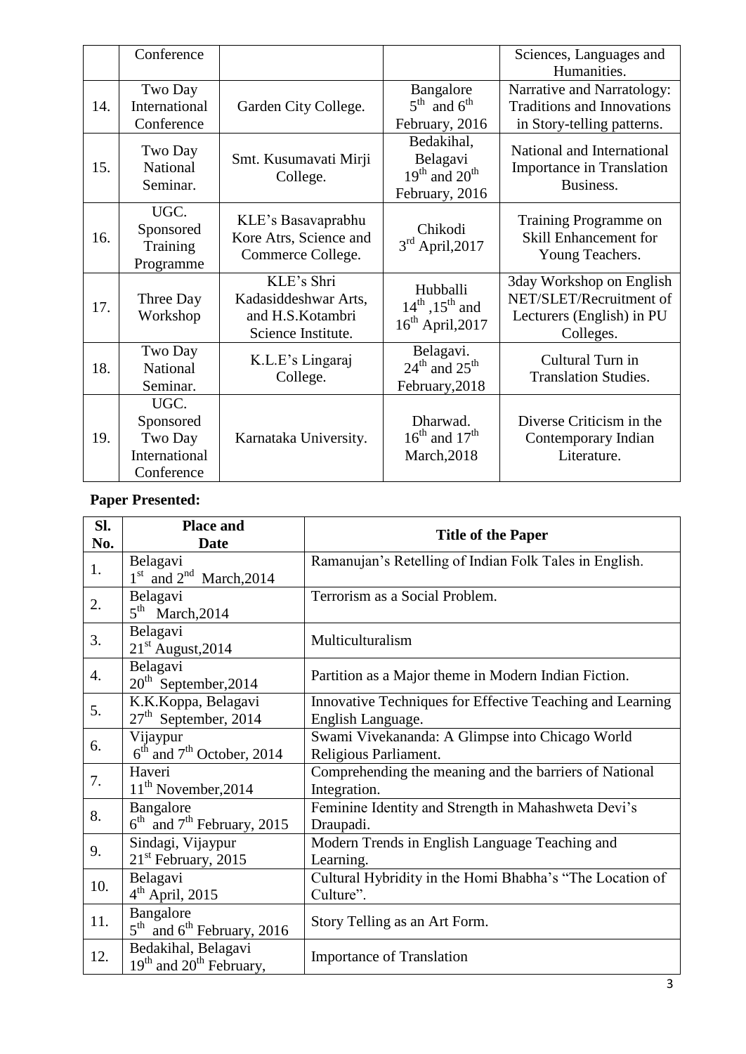| | | | | |
|---|---|---|---|---|
| | Conference | | | Sciences, Languages and Humanities. |
| 14. | Two Day International Conference | Garden City College. | Bangalore 5th and 6th February, 2016 | Narrative and Narratology: Traditions and Innovations in Story-telling patterns. |
| 15. | Two Day National Seminar. | Smt. Kusumavati Mirji College. | Bedakihal, Belagavi 19th and 20th February, 2016 | National and International Importance in Translation Business. |
| 16. | UGC. Sponsored Training Programme | KLE's Basavaprabhu Kore Atrs, Science and Commerce College. | Chikodi 3rd April,2017 | Training Programme on Skill Enhancement for Young Teachers. |
| 17. | Three Day Workshop | KLE's Shri Kadasiddeshwar Arts, and H.S.Kotambri Science Institute. | Hubballi 14th ,15th and 16th April,2017 | 3day Workshop on English NET/SLET/Recruitment of Lecturers (English) in PU Colleges. |
| 18. | Two Day National Seminar. | K.L.E's Lingaraj College. | Belagavi. 24th and 25th February,2018 | Cultural Turn in Translation Studies. |
| 19. | UGC. Sponsored Two Day International Conference | Karnataka University. | Dharwad. 16th and 17th March,2018 | Diverse Criticism in the Contemporary Indian Literature. |

**Paper Presented:**

| Sl. No. | Place and Date | Title of the Paper |
|---|---|---|
| 1. | Belagavi 1st and 2nd March,2014 | Ramanujan's Retelling of Indian Folk Tales in English. |
| 2. | Belagavi 5th March,2014 | Terrorism as a Social Problem. |
| 3. | Belagavi 21st August,2014 | Multiculturalism |
| 4. | Belagavi 20th September,2014 | Partition as a Major theme in Modern Indian Fiction. |
| 5. | K.K.Koppa, Belagavi 27th September, 2014 | Innovative Techniques for Effective Teaching and Learning English Language. |
| 6. | Vijaypur 6th and 7th October, 2014 | Swami Vivekananda: A Glimpse into Chicago World Religious Parliament. |
| 7. | Haveri 11th November,2014 | Comprehending the meaning and the barriers of National Integration. |
| 8. | Bangalore 6th and 7th February, 2015 | Feminine Identity and Strength in Mahashweta Devi's Draupadi. |
| 9. | Sindagi, Vijaypur 21st February, 2015 | Modern Trends in English Language Teaching and Learning. |
| 10. | Belagavi 4th April, 2015 | Cultural Hybridity in the Homi Bhabha's "The Location of Culture". |
| 11. | Bangalore 5th and 6th February, 2016 | Story Telling as an Art Form. |
| 12. | Bedakihal, Belagavi 19th and 20th February, | Importance of Translation |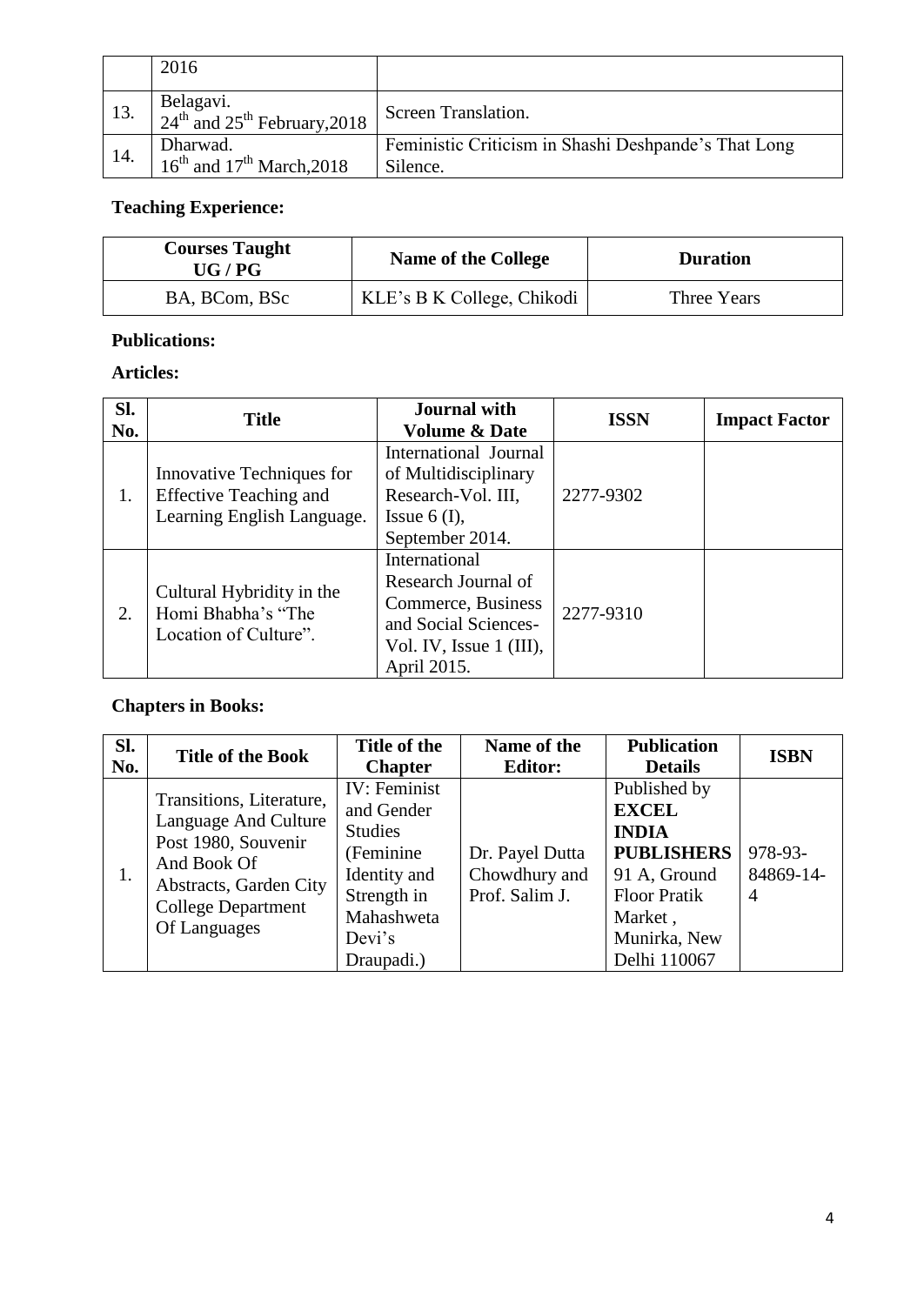|  |  |  |
|---|---|---|
|  | 2016 |  |
| 13. | Belagavi. $24^{th}$ and $25^{th}$ February,2018 | Screen Translation. |
| 14. | Dharwad. $16^{th}$ and $17^{th}$ March,2018 | Feministic Criticism in Shashi Deshpande's That Long Silence. |

**Teaching Experience:**

| Courses Taught UG / PG | Name of the College | Duration |
|---|---|---|
| BA, BCom, BSc | KLE's B K College, Chikodi | Three Years |

**Publications:**

**Articles:**

| Sl. No. | Title | Journal with Volume & Date | ISSN | Impact Factor |
|---|---|---|---|---|
| 1. | Innovative Techniques for Effective Teaching and Learning English Language. | International Journal of Multidisciplinary Research-Vol. III, Issue 6 (I), September 2014. | 2277-9302 |  |
| 2. | Cultural Hybridity in the Homi Bhabha's "The Location of Culture". | International Research Journal of Commerce, Business and Social Sciences-Vol. IV, Issue 1 (III), April 2015. | 2277-9310 |  |

**Chapters in Books:**

| Sl. No. | Title of the Book | Title of the Chapter | Name of the Editor: | Publication Details | ISBN |
|---|---|---|---|---|---|
| 1. | Transitions, Literature, Language And Culture Post 1980, Souvenir And Book Of Abstracts, Garden City College Department Of Languages | IV: Feminist and Gender Studies (Feminine Identity and Strength in Mahashweta Devi's Draupadi.) | Dr. Payel Dutta Chowdhury and Prof. Salim J. | Published by **EXCEL INDIA PUBLISHERS** 91 A, Ground Floor Pratik Market , Munirka, New Delhi 110067 | 978-93-84869-14-4 |